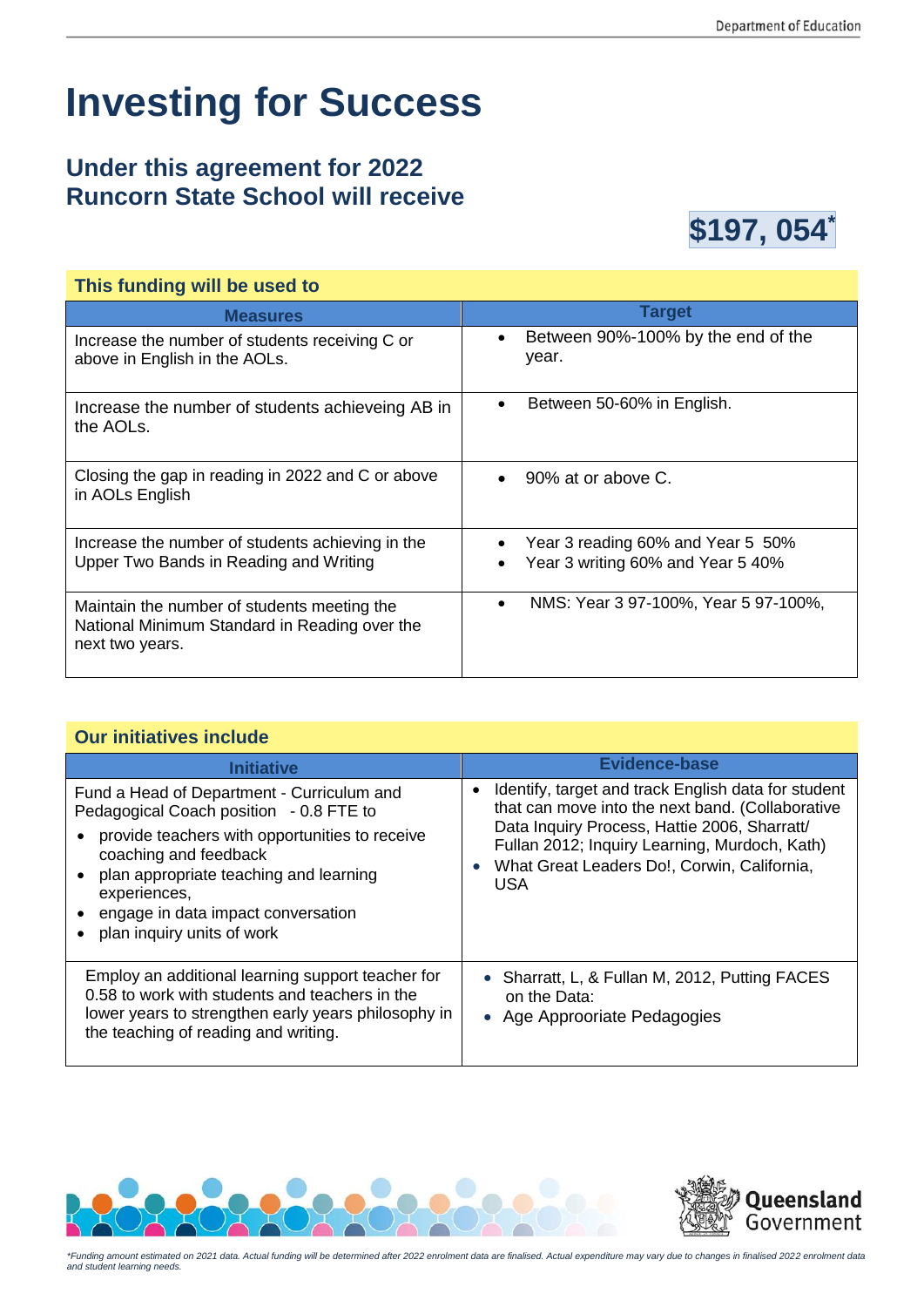# Investing for Success

## Under this agreement for 2022 Runcorn State School will receive

**$197, 054***

### This funding will be used to

| Measures | Target |
|---|---|
| Increase the number of students receiving C or above in English in the AOLs. | • Between 90%-100% by the end of the year. |
| Increase the number of students achieveing AB in the AOLs. | • Between 50-60% in English. |
| Closing the gap in reading in 2022 and C or above in AOLs English | • 90% at or above C. |
| Increase the number of students achieving in the Upper Two Bands in Reading and Writing | • Year 3 reading 60% and Year 5 50%<br>• Year 3 writing 60% and Year 5 40% |
| Maintain the number of students meeting the National Minimum Standard in Reading over the next two years. | • NMS: Year 3 97-100%, Year 5 97-100%, |

### Our initiatives include

| Initiative | Evidence-base |
|---|---|
| Fund a Head of Department - Curriculum and Pedagogical Coach position - 0.8 FTE to<br>• provide teachers with opportunities to receive coaching and feedback<br>• plan appropriate teaching and learning experiences,<br>• engage in data impact conversation<br>• plan inquiry units of work | • Identify, target and track English data for student that can move into the next band. (Collaborative Data Inquiry Process, Hattie 2006, Sharratt/ Fullan 2012; Inquiry Learning, Murdoch, Kath)<br>• What Great Leaders Do!, Corwin, California, USA |
| Employ an additional learning support teacher for 0.58 to work with students and teachers in the lower years to strengthen early years philosophy in the teaching of reading and writing. | • Sharratt, L, & Fullan M, 2012, Putting FACES on the Data:<br>• Age Approoriate Pedagogies |

*\*Funding amount estimated on 2021 data. Actual funding will be determined after 2022 enrolment data are finalised. Actual expenditure may vary due to changes in finalised 2022 enrolment data and student learning needs.*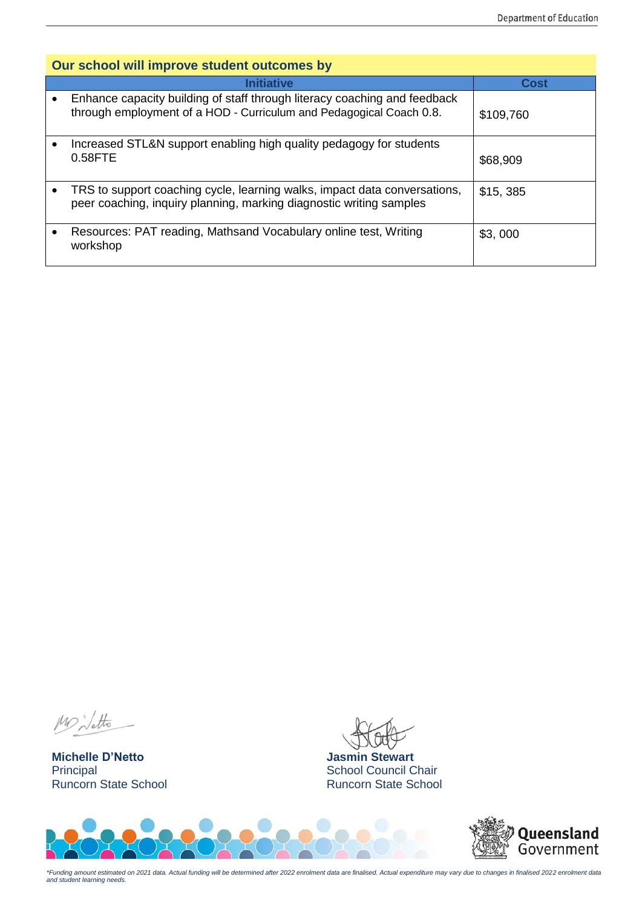## Our school will improve student outcomes by

| Initiative | Cost |
|---|---|
| • Enhance capacity building of staff through literacy coaching and feedback through employment of a HOD - Curriculum and Pedagogical Coach 0.8. | $109,760 |
| • Increased STL&N support enabling high quality pedagogy for students 0.58FTE | $68,909 |
| • TRS to support coaching cycle, learning walks, impact data conversations, peer coaching, inquiry planning, marking diagnostic writing samples | $15, 385 |
| • Resources: PAT reading, Mathsand Vocabulary online test, Writing workshop | $3, 000 |

**Michelle D'Netto**
Principal
Runcorn State School

**Jasmin Stewart**
School Council Chair
Runcorn State School

*\*Funding amount estimated on 2021 data. Actual funding will be determined after 2022 enrolment data are finalised. Actual expenditure may vary due to changes in finalised 2022 enrolment data and student learning needs.*